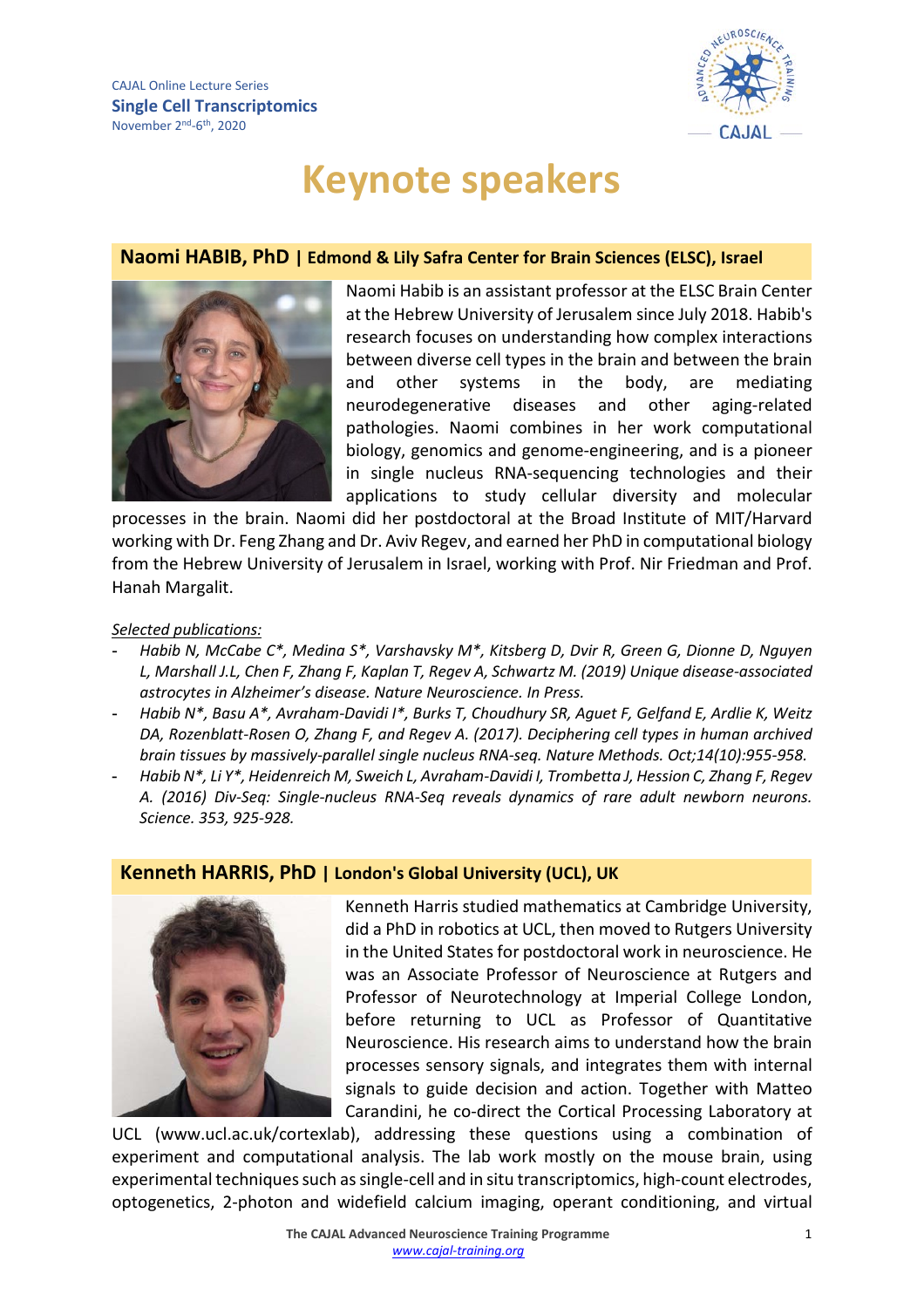CAJAL Online Lecture Series

**Single Cell Transcriptomics**

November 2nd-6th, 2020

# Keynote speakers

## Naomi HABIB, PhD | Edmond & Lily Safra Center for Brain Sciences (ELSC), Israel

Naomi Habib is an assistant professor at the ELSC Brain Center at the Hebrew University of Jerusalem since July 2018. Habib's research focuses on understanding how complex interactions between diverse cell types in the brain and between the brain and other systems in the body, are mediating neurodegenerative diseases and other aging-related pathologies. Naomi combines in her work computational biology, genomics and genome-engineering, and is a pioneer in single nucleus RNA-sequencing technologies and their applications to study cellular diversity and molecular processes in the brain. Naomi did her postdoctoral at the Broad Institute of MIT/Harvard working with Dr. Feng Zhang and Dr. Aviv Regev, and earned her PhD in computational biology from the Hebrew University of Jerusalem in Israel, working with Prof. Nir Friedman and Prof. Hanah Margalit.

*Selected publications:*

- *Habib N, McCabe C*, Medina S*, Varshavsky M*, Kitsberg D, Dvir R, Green G, Dionne D, Nguyen L, Marshall J.L, Chen F, Zhang F, Kaplan T, Regev A, Schwartz M. (2019) Unique disease-associated astrocytes in Alzheimer's disease. Nature Neuroscience. In Press.*
- *Habib N*, Basu A*, Avraham-Davidi I*, Burks T, Choudhury SR, Aguet F, Gelfand E, Ardlie K, Weitz DA, Rozenblatt-Rosen O, Zhang F, and Regev A. (2017). Deciphering cell types in human archived brain tissues by massively-parallel single nucleus RNA-seq. Nature Methods. Oct;14(10):955-958.*
- *Habib N*, Li Y*, Heidenreich M, Sweich L, Avraham-Davidi I, Trombetta J, Hession C, Zhang F, Regev A. (2016) Div-Seq: Single-nucleus RNA-Seq reveals dynamics of rare adult newborn neurons. Science. 353, 925-928.*

## Kenneth HARRIS, PhD | London's Global University (UCL), UK

Kenneth Harris studied mathematics at Cambridge University, did a PhD in robotics at UCL, then moved to Rutgers University in the United States for postdoctoral work in neuroscience. He was an Associate Professor of Neuroscience at Rutgers and Professor of Neurotechnology at Imperial College London, before returning to UCL as Professor of Quantitative Neuroscience. His research aims to understand how the brain processes sensory signals, and integrates them with internal signals to guide decision and action. Together with Matteo Carandini, he co-direct the Cortical Processing Laboratory at UCL (www.ucl.ac.uk/cortexlab), addressing these questions using a combination of experiment and computational analysis. The lab work mostly on the mouse brain, using experimental techniques such as single-cell and in situ transcriptomics, high-count electrodes, optogenetics, 2-photon and widefield calcium imaging, operant conditioning, and virtual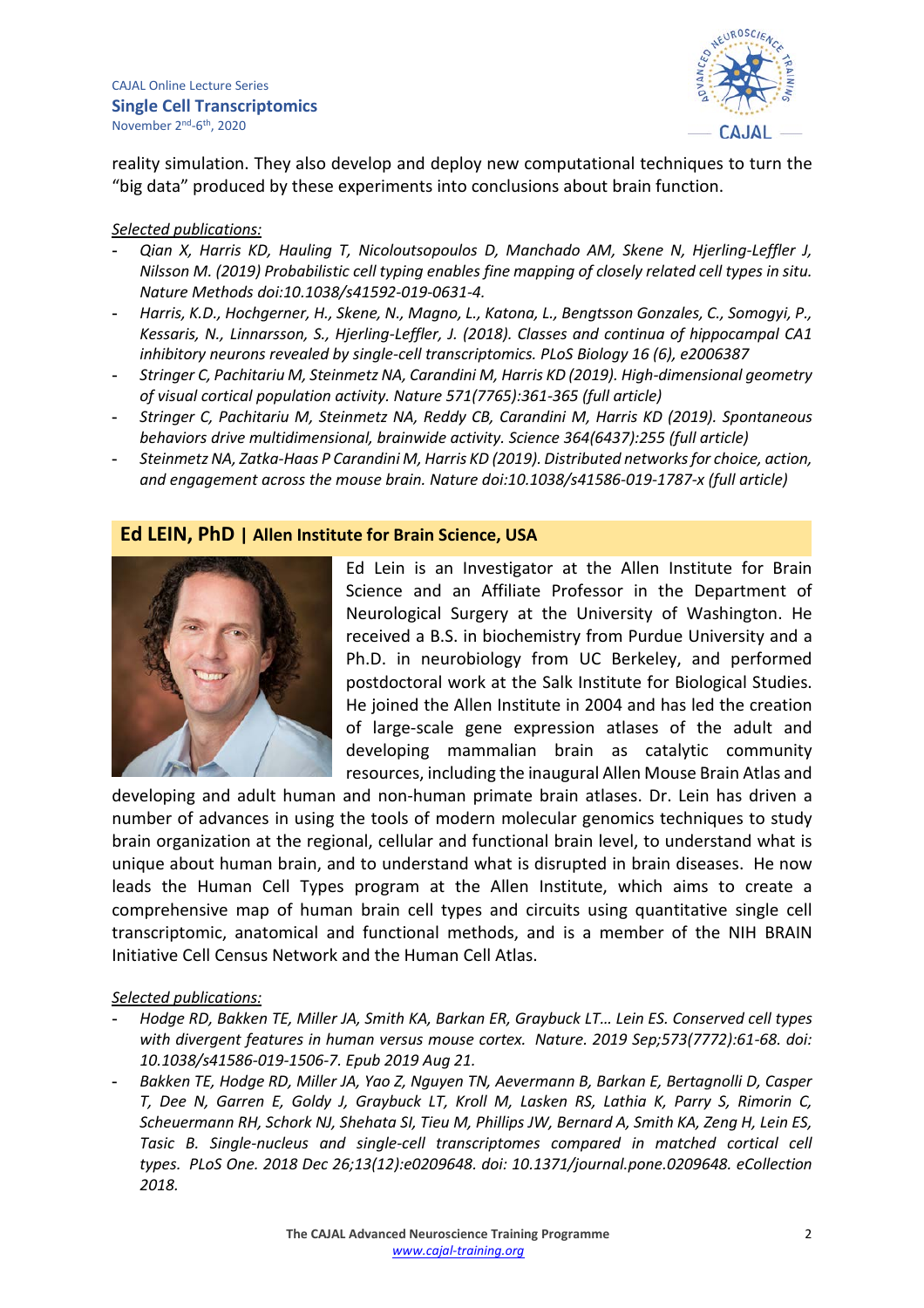reality simulation. They also develop and deploy new computational techniques to turn the "big data" produced by these experiments into conclusions about brain function.

Selected publications:

- *Qian X, Harris KD, Hauling T, Nicoloutsopoulos D, Manchado AM, Skene N, Hjerling-Leffler J, Nilsson M. (2019) Probabilistic cell typing enables fine mapping of closely related cell types in situ. Nature Methods doi:10.1038/s41592-019-0631-4.*
- *Harris, K.D., Hochgerner, H., Skene, N., Magno, L., Katona, L., Bengtsson Gonzales, C., Somogyi, P., Kessaris, N., Linnarsson, S., Hjerling-Leffler, J. (2018). Classes and continua of hippocampal CA1 inhibitory neurons revealed by single-cell transcriptomics. PLoS Biology 16 (6), e2006387*
- *Stringer C, Pachitariu M, Steinmetz NA, Carandini M, Harris KD (2019). High-dimensional geometry of visual cortical population activity. Nature 571(7765):361-365 (full article)*
- *Stringer C, Pachitariu M, Steinmetz NA, Reddy CB, Carandini M, Harris KD (2019). Spontaneous behaviors drive multidimensional, brainwide activity. Science 364(6437):255 (full article)*
- *Steinmetz NA, Zatka-Haas P Carandini M, Harris KD (2019). Distributed networks for choice, action, and engagement across the mouse brain. Nature doi:10.1038/s41586-019-1787-x (full article)*

## Ed LEIN, PhD | Allen Institute for Brain Science, USA

Ed Lein is an Investigator at the Allen Institute for Brain Science and an Affiliate Professor in the Department of Neurological Surgery at the University of Washington. He received a B.S. in biochemistry from Purdue University and a Ph.D. in neurobiology from UC Berkeley, and performed postdoctoral work at the Salk Institute for Biological Studies. He joined the Allen Institute in 2004 and has led the creation of large-scale gene expression atlases of the adult and developing mammalian brain as catalytic community resources, including the inaugural Allen Mouse Brain Atlas and developing and adult human and non-human primate brain atlases. Dr. Lein has driven a number of advances in using the tools of modern molecular genomics techniques to study brain organization at the regional, cellular and functional brain level, to understand what is unique about human brain, and to understand what is disrupted in brain diseases. He now leads the Human Cell Types program at the Allen Institute, which aims to create a comprehensive map of human brain cell types and circuits using quantitative single cell transcriptomic, anatomical and functional methods, and is a member of the NIH BRAIN Initiative Cell Census Network and the Human Cell Atlas.

Selected publications:

- *Hodge RD, Bakken TE, Miller JA, Smith KA, Barkan ER, Graybuck LT… Lein ES. Conserved cell types with divergent features in human versus mouse cortex. Nature. 2019 Sep;573(7772):61-68. doi: 10.1038/s41586-019-1506-7. Epub 2019 Aug 21.*
- *Bakken TE, Hodge RD, Miller JA, Yao Z, Nguyen TN, Aevermann B, Barkan E, Bertagnolli D, Casper T, Dee N, Garren E, Goldy J, Graybuck LT, Kroll M, Lasken RS, Lathia K, Parry S, Rimorin C, Scheuermann RH, Schork NJ, Shehata SI, Tieu M, Phillips JW, Bernard A, Smith KA, Zeng H, Lein ES, Tasic B. Single-nucleus and single-cell transcriptomes compared in matched cortical cell types. PLoS One. 2018 Dec 26;13(12):e0209648. doi: 10.1371/journal.pone.0209648. eCollection 2018.*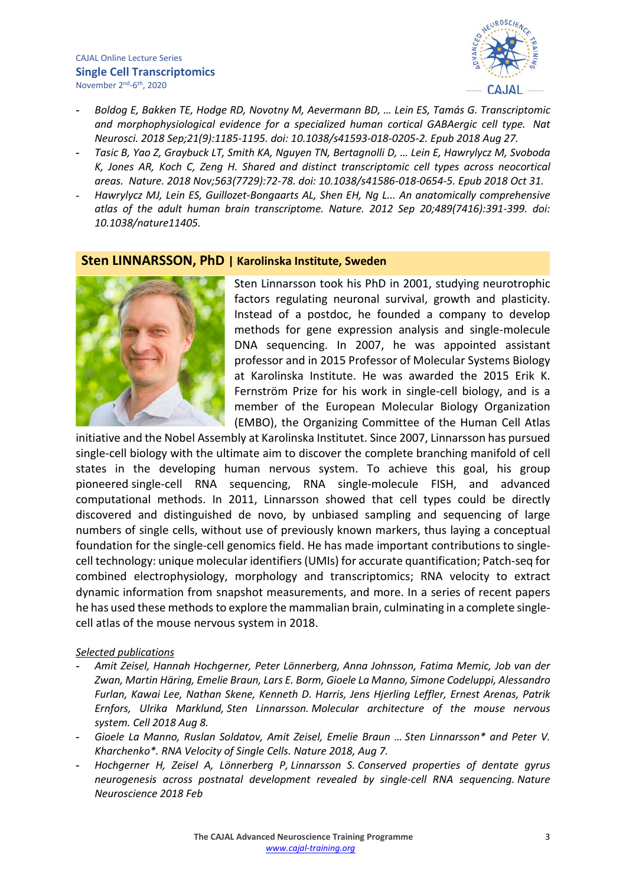- *Boldog E, Bakken TE, Hodge RD, Novotny M, Aevermann BD, … Lein ES, Tamás G. Transcriptomic and morphophysiological evidence for a specialized human cortical GABAergic cell type. Nat Neurosci. 2018 Sep;21(9):1185-1195. doi: 10.1038/s41593-018-0205-2. Epub 2018 Aug 27.*
- *Tasic B, Yao Z, Graybuck LT, Smith KA, Nguyen TN, Bertagnolli D, … Lein E, Hawrylycz M, Svoboda K, Jones AR, Koch C, Zeng H. Shared and distinct transcriptomic cell types across neocortical areas. Nature. 2018 Nov;563(7729):72-78. doi: 10.1038/s41586-018-0654-5. Epub 2018 Oct 31.*
- *Hawrylycz MJ, Lein ES, Guillozet-Bongaarts AL, Shen EH, Ng L... An anatomically comprehensive atlas of the adult human brain transcriptome. Nature. 2012 Sep 20;489(7416):391-399. doi: 10.1038/nature11405.*

## Sten LINNARSSON, PhD | Karolinska Institute, Sweden

Sten Linnarsson took his PhD in 2001, studying neurotrophic factors regulating neuronal survival, growth and plasticity. Instead of a postdoc, he founded a company to develop methods for gene expression analysis and single-molecule DNA sequencing. In 2007, he was appointed assistant professor and in 2015 Professor of Molecular Systems Biology at Karolinska Institute. He was awarded the 2015 Erik K. Fernström Prize for his work in single-cell biology, and is a member of the European Molecular Biology Organization (EMBO), the Organizing Committee of the Human Cell Atlas initiative and the Nobel Assembly at Karolinska Institutet. Since 2007, Linnarsson has pursued single-cell biology with the ultimate aim to discover the complete branching manifold of cell states in the developing human nervous system. To achieve this goal, his group pioneered single-cell RNA sequencing, RNA single-molecule FISH, and advanced computational methods. In 2011, Linnarsson showed that cell types could be directly discovered and distinguished de novo, by unbiased sampling and sequencing of large numbers of single cells, without use of previously known markers, thus laying a conceptual foundation for the single-cell genomics field. He has made important contributions to single-cell technology: unique molecular identifiers (UMIs) for accurate quantification; Patch-seq for combined electrophysiology, morphology and transcriptomics; RNA velocity to extract dynamic information from snapshot measurements, and more. In a series of recent papers he has used these methods to explore the mammalian brain, culminating in a complete single-cell atlas of the mouse nervous system in 2018.

*<u>Selected publications</u>*

- *Amit Zeisel, Hannah Hochgerner, Peter Lönnerberg, Anna Johnsson, Fatima Memic, Job van der Zwan, Martin Häring, Emelie Braun, Lars E. Borm, Gioele La Manno, Simone Codeluppi, Alessandro Furlan, Kawai Lee, Nathan Skene, Kenneth D. Harris, Jens Hjerling Leffler, Ernest Arenas, Patrik Ernfors, Ulrika Marklund, Sten Linnarsson. Molecular architecture of the mouse nervous system. Cell 2018 Aug 8.*
- *Gioele La Manno, Ruslan Soldatov, Amit Zeisel, Emelie Braun … Sten Linnarsson* and Peter V. Kharchenko*. RNA Velocity of Single Cells. Nature 2018, Aug 7.*
- *Hochgerner H, Zeisel A, Lönnerberg P, Linnarsson S. Conserved properties of dentate gyrus neurogenesis across postnatal development revealed by single-cell RNA sequencing. Nature Neuroscience 2018 Feb*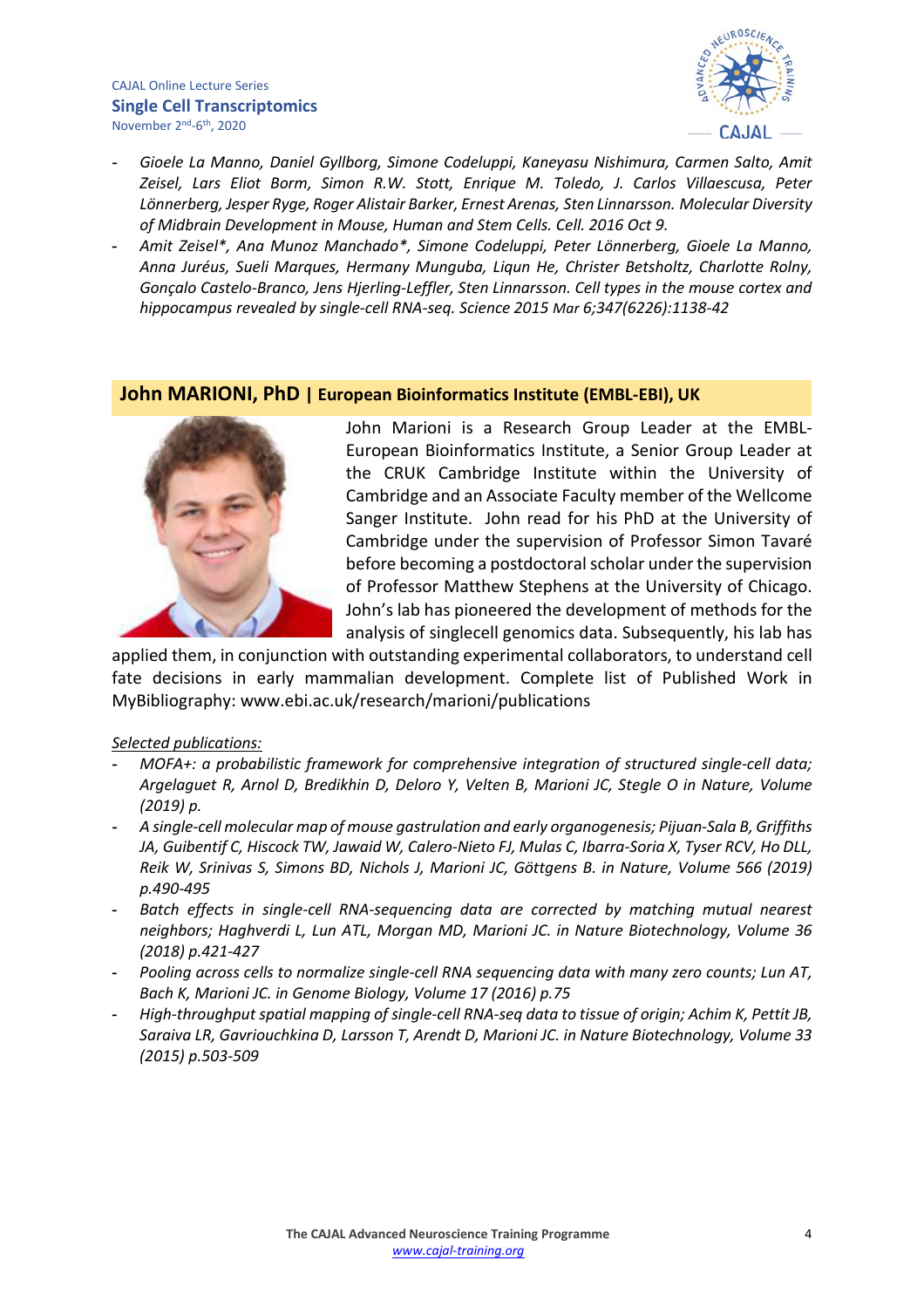- *Gioele La Manno, Daniel Gyllborg, Simone Codeluppi, Kaneyasu Nishimura, Carmen Salto, Amit Zeisel, Lars Eliot Borm, Simon R.W. Stott, Enrique M. Toledo, J. Carlos Villaescusa, Peter Lönnerberg, Jesper Ryge, Roger Alistair Barker, Ernest Arenas, Sten Linnarsson. Molecular Diversity of Midbrain Development in Mouse, Human and Stem Cells. Cell. 2016 Oct 9.*
- *Amit Zeisel*, Ana Munoz Manchado*, Simone Codeluppi, Peter Lönnerberg, Gioele La Manno, Anna Juréus, Sueli Marques, Hermany Munguba, Liqun He, Christer Betsholtz, Charlotte Rolny, Gonçalo Castelo-Branco, Jens Hjerling-Leffler, Sten Linnarsson. Cell types in the mouse cortex and hippocampus revealed by single-cell RNA-seq. Science 2015 Mar 6;347(6226):1138-42*

## John MARIONI, PhD | European Bioinformatics Institute (EMBL-EBI), UK

John Marioni is a Research Group Leader at the EMBL-European Bioinformatics Institute, a Senior Group Leader at the CRUK Cambridge Institute within the University of Cambridge and an Associate Faculty member of the Wellcome Sanger Institute. John read for his PhD at the University of Cambridge under the supervision of Professor Simon Tavaré before becoming a postdoctoral scholar under the supervision of Professor Matthew Stephens at the University of Chicago. John's lab has pioneered the development of methods for the analysis of singlecell genomics data. Subsequently, his lab has applied them, in conjunction with outstanding experimental collaborators, to understand cell fate decisions in early mammalian development. Complete list of Published Work in MyBibliography: www.ebi.ac.uk/research/marioni/publications

*Selected publications:*

- *MOFA+: a probabilistic framework for comprehensive integration of structured single-cell data; Argelaguet R, Arnol D, Bredikhin D, Deloro Y, Velten B, Marioni JC, Stegle O in Nature, Volume (2019) p.*
- *A single-cell molecular map of mouse gastrulation and early organogenesis; Pijuan-Sala B, Griffiths JA, Guibentif C, Hiscock TW, Jawaid W, Calero-Nieto FJ, Mulas C, Ibarra-Soria X, Tyser RCV, Ho DLL, Reik W, Srinivas S, Simons BD, Nichols J, Marioni JC, Göttgens B. in Nature, Volume 566 (2019) p.490-495*
- *Batch effects in single-cell RNA-sequencing data are corrected by matching mutual nearest neighbors; Haghverdi L, Lun ATL, Morgan MD, Marioni JC. in Nature Biotechnology, Volume 36 (2018) p.421-427*
- *Pooling across cells to normalize single-cell RNA sequencing data with many zero counts; Lun AT, Bach K, Marioni JC. in Genome Biology, Volume 17 (2016) p.75*
- *High-throughput spatial mapping of single-cell RNA-seq data to tissue of origin; Achim K, Pettit JB, Saraiva LR, Gavriouchkina D, Larsson T, Arendt D, Marioni JC. in Nature Biotechnology, Volume 33 (2015) p.503-509*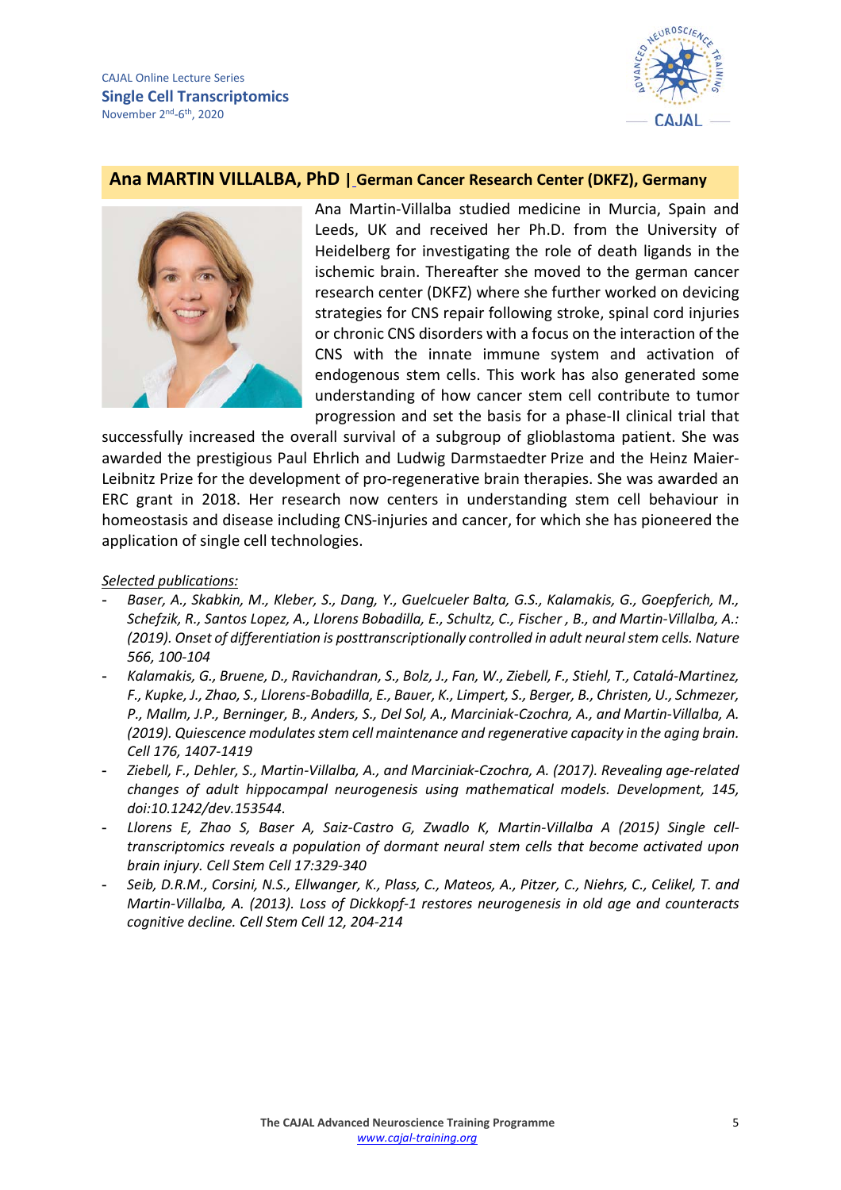## Ana MARTIN VILLALBA, PhD | German Cancer Research Center (DKFZ), Germany

Ana Martin-Villalba studied medicine in Murcia, Spain and Leeds, UK and received her Ph.D. from the University of Heidelberg for investigating the role of death ligands in the ischemic brain. Thereafter she moved to the german cancer research center (DKFZ) where she further worked on devicing strategies for CNS repair following stroke, spinal cord injuries or chronic CNS disorders with a focus on the interaction of the CNS with the innate immune system and activation of endogenous stem cells. This work has also generated some understanding of how cancer stem cell contribute to tumor progression and set the basis for a phase-II clinical trial that successfully increased the overall survival of a subgroup of glioblastoma patient. She was awarded the prestigious Paul Ehrlich and Ludwig Darmstaedter Prize and the Heinz Maier-Leibnitz Prize for the development of pro-regenerative brain therapies. She was awarded an ERC grant in 2018. Her research now centers in understanding stem cell behaviour in homeostasis and disease including CNS-injuries and cancer, for which she has pioneered the application of single cell technologies.

*Selected publications:*

- *Baser, A., Skabkin, M., Kleber, S., Dang, Y., Guelcueler Balta, G.S., Kalamakis, G., Goepferich, M., Schefzik, R., Santos Lopez, A., Llorens Bobadilla, E., Schultz, C., Fischer , B., and Martin-Villalba, A.: (2019). Onset of differentiation is posttranscriptionally controlled in adult neural stem cells. Nature 566, 100-104*
- *Kalamakis, G., Bruene, D., Ravichandran, S., Bolz, J., Fan, W., Ziebell, F., Stiehl, T., Catalá-Martinez, F., Kupke, J., Zhao, S., Llorens-Bobadilla, E., Bauer, K., Limpert, S., Berger, B., Christen, U., Schmezer, P., Mallm, J.P., Berninger, B., Anders, S., Del Sol, A., Marciniak-Czochra, A., and Martin-Villalba, A. (2019). Quiescence modulates stem cell maintenance and regenerative capacity in the aging brain. Cell 176, 1407-1419*
- *Ziebell, F., Dehler, S., Martin-Villalba, A., and Marciniak-Czochra, A. (2017). Revealing age-related changes of adult hippocampal neurogenesis using mathematical models. Development, 145, doi:10.1242/dev.153544.*
- *Llorens E, Zhao S, Baser A, Saiz-Castro G, Zwadlo K, Martin-Villalba A (2015) Single cell-transcriptomics reveals a population of dormant neural stem cells that become activated upon brain injury. Cell Stem Cell 17:329-340*
- *Seib, D.R.M., Corsini, N.S., Ellwanger, K., Plass, C., Mateos, A., Pitzer, C., Niehrs, C., Celikel, T. and Martin-Villalba, A. (2013). Loss of Dickkopf-1 restores neurogenesis in old age and counteracts cognitive decline. Cell Stem Cell 12, 204-214*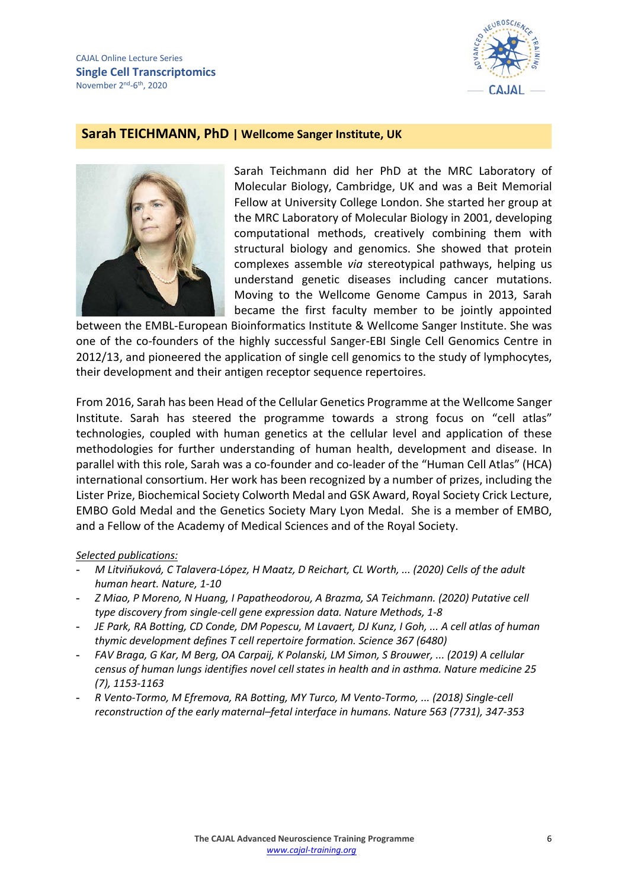CAJAL Online Lecture Series
**Single Cell Transcriptomics**
November 2nd-6th, 2020

## Sarah TEICHMANN, PhD | Wellcome Sanger Institute, UK

Sarah Teichmann did her PhD at the MRC Laboratory of Molecular Biology, Cambridge, UK and was a Beit Memorial Fellow at University College London. She started her group at the MRC Laboratory of Molecular Biology in 2001, developing computational methods, creatively combining them with structural biology and genomics. She showed that protein complexes assemble *via* stereotypical pathways, helping us understand genetic diseases including cancer mutations. Moving to the Wellcome Genome Campus in 2013, Sarah became the first faculty member to be jointly appointed between the EMBL-European Bioinformatics Institute & Wellcome Sanger Institute. She was one of the co-founders of the highly successful Sanger-EBI Single Cell Genomics Centre in 2012/13, and pioneered the application of single cell genomics to the study of lymphocytes, their development and their antigen receptor sequence repertoires.

From 2016, Sarah has been Head of the Cellular Genetics Programme at the Wellcome Sanger Institute. Sarah has steered the programme towards a strong focus on "cell atlas" technologies, coupled with human genetics at the cellular level and application of these methodologies for further understanding of human health, development and disease. In parallel with this role, Sarah was a co-founder and co-leader of the "Human Cell Atlas" (HCA) international consortium. Her work has been recognized by a number of prizes, including the Lister Prize, Biochemical Society Colworth Medal and GSK Award, Royal Society Crick Lecture, EMBO Gold Medal and the Genetics Society Mary Lyon Medal. She is a member of EMBO, and a Fellow of the Academy of Medical Sciences and of the Royal Society.

*Selected publications:*

- *M Litviňuková, C Talavera-López, H Maatz, D Reichart, CL Worth, ... (2020) Cells of the adult human heart. Nature, 1-10*
- *Z Miao, P Moreno, N Huang, I Papatheodorou, A Brazma, SA Teichmann. (2020) Putative cell type discovery from single-cell gene expression data. Nature Methods, 1-8*
- *JE Park, RA Botting, CD Conde, DM Popescu, M Lavaert, DJ Kunz, I Goh, ... A cell atlas of human thymic development defines T cell repertoire formation. Science 367 (6480)*
- *FAV Braga, G Kar, M Berg, OA Carpaij, K Polanski, LM Simon, S Brouwer, ... (2019) A cellular census of human lungs identifies novel cell states in health and in asthma. Nature medicine 25 (7), 1153-1163*
- *R Vento-Tormo, M Efremova, RA Botting, MY Turco, M Vento-Tormo, ... (2018) Single-cell reconstruction of the early maternal–fetal interface in humans. Nature 563 (7731), 347-353*

The CAJAL Advanced Neuroscience Training Programme
www.cajal-training.org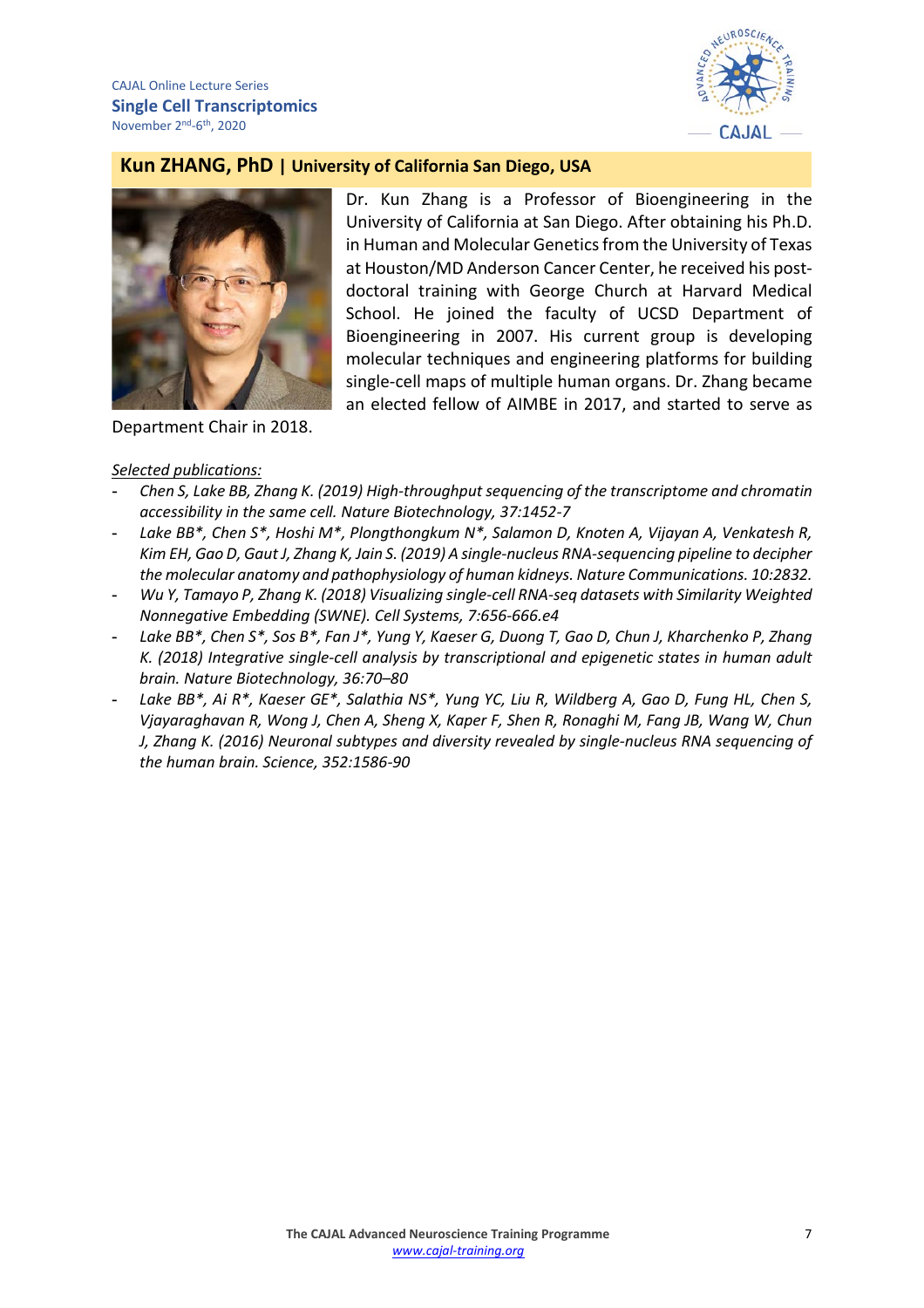CAJAL Online Lecture Series
**Single Cell Transcriptomics**
November 2nd-6th, 2020

## Kun ZHANG, PhD | University of California San Diego, USA

Dr. Kun Zhang is a Professor of Bioengineering in the University of California at San Diego. After obtaining his Ph.D. in Human and Molecular Genetics from the University of Texas at Houston/MD Anderson Cancer Center, he received his post-doctoral training with George Church at Harvard Medical School. He joined the faculty of UCSD Department of Bioengineering in 2007. His current group is developing molecular techniques and engineering platforms for building single-cell maps of multiple human organs. Dr. Zhang became an elected fellow of AIMBE in 2017, and started to serve as Department Chair in 2018.

*Selected publications:*

- *Chen S, Lake BB, Zhang K. (2019) High-throughput sequencing of the transcriptome and chromatin accessibility in the same cell. Nature Biotechnology, 37:1452-7*
- *Lake BB*, Chen S*, Hoshi M*, Plongthongkum N*, Salamon D, Knoten A, Vijayan A, Venkatesh R, Kim EH, Gao D, Gaut J, Zhang K, Jain S. (2019) A single-nucleus RNA-sequencing pipeline to decipher the molecular anatomy and pathophysiology of human kidneys. Nature Communications. 10:2832.*
- *Wu Y, Tamayo P, Zhang K. (2018) Visualizing single-cell RNA-seq datasets with Similarity Weighted Nonnegative Embedding (SWNE). Cell Systems, 7:656-666.e4*
- *Lake BB*, Chen S*, Sos B*, Fan J*, Yung Y, Kaeser G, Duong T, Gao D, Chun J, Kharchenko P, Zhang K. (2018) Integrative single-cell analysis by transcriptional and epigenetic states in human adult brain. Nature Biotechnology, 36:70–80*
- *Lake BB*, Ai R*, Kaeser GE*, Salathia NS*, Yung YC, Liu R, Wildberg A, Gao D, Fung HL, Chen S, Vjayaraghavan R, Wong J, Chen A, Sheng X, Kaper F, Shen R, Ronaghi M, Fang JB, Wang W, Chun J, Zhang K. (2016) Neuronal subtypes and diversity revealed by single-nucleus RNA sequencing of the human brain. Science, 352:1586-90*

**The CAJAL Advanced Neuroscience Training Programme**
www.cajal-training.org